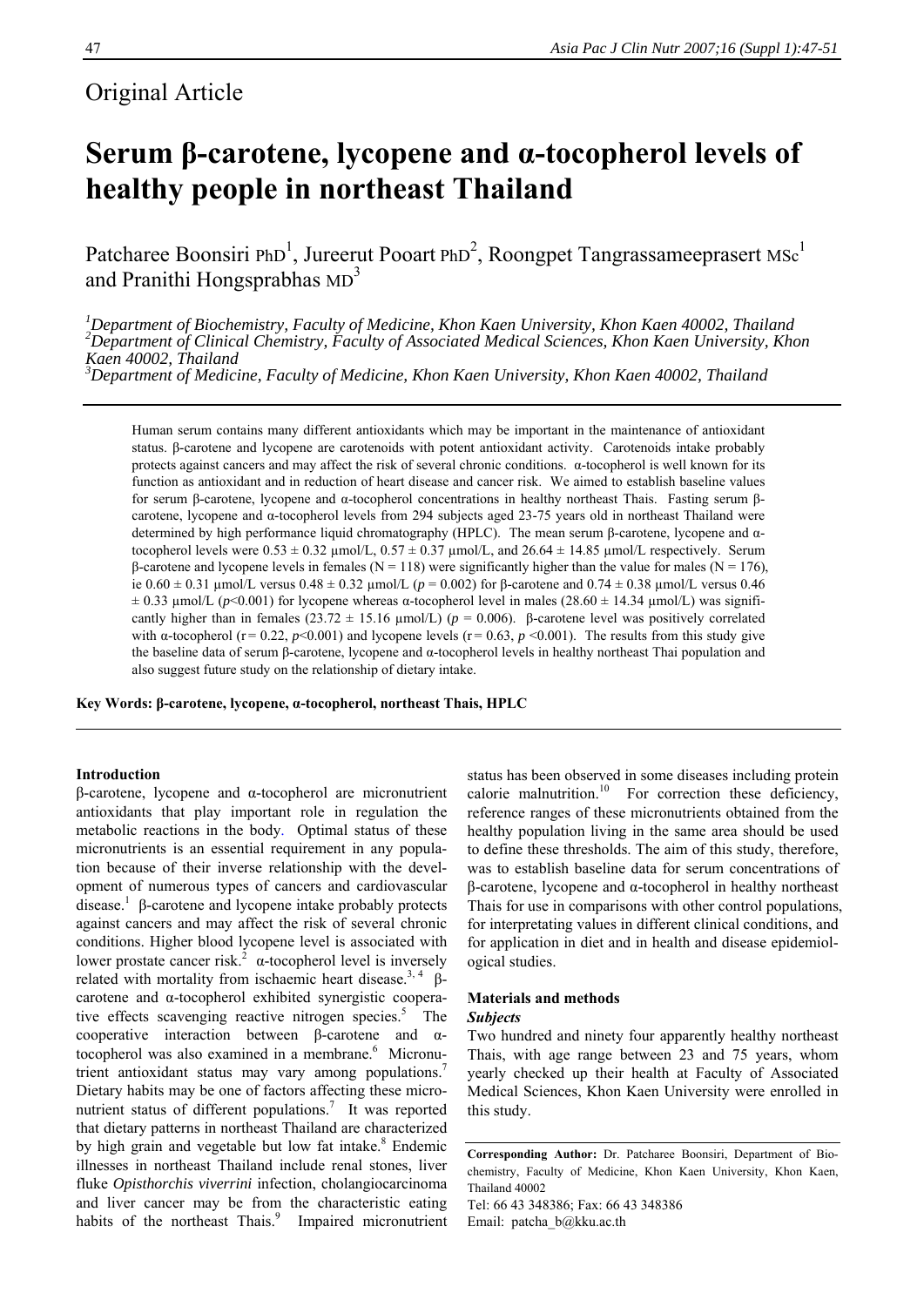Original Article

# Serum β-carotene, lycopene and α-tocopherol levels of healthy people in northeast Thailand

Patcharee Boonsiri PhD[1], Jureerut Pooart PhD[2], Roongpet Tangrassameeprasert MSc[1] and Pranithi Hongsprabhas MD[3]

*[1]Department of Biochemistry, Faculty of Medicine, Khon Kaen University, Khon Kaen 40002, Thailand*
*[2]Department of Clinical Chemistry, Faculty of Associated Medical Sciences, Khon Kaen University, Khon Kaen 40002, Thailand*
*[3]Department of Medicine, Faculty of Medicine, Khon Kaen University, Khon Kaen 40002, Thailand*

Human serum contains many different antioxidants which may be important in the maintenance of antioxidant status. β-carotene and lycopene are carotenoids with potent antioxidant activity. Carotenoids intake probably protects against cancers and may affect the risk of several chronic conditions. α-tocopherol is well known for its function as antioxidant and in reduction of heart disease and cancer risk. We aimed to establish baseline values for serum β-carotene, lycopene and α-tocopherol concentrations in healthy northeast Thais. Fasting serum β-carotene, lycopene and α-tocopherol levels from 294 subjects aged 23-75 years old in northeast Thailand were determined by high performance liquid chromatography (HPLC). The mean serum β-carotene, lycopene and α-tocopherol levels were $0.53 \pm 0.32$ µmol/L, $0.57 \pm 0.37$ µmol/L, and $26.64 \pm 14.85$ µmol/L respectively. Serum β-carotene and lycopene levels in females ($N = 118$) were significantly higher than the value for males ($N = 176$), ie $0.60 \pm 0.31$ µmol/L versus $0.48 \pm 0.32$ µmol/L ($p = 0.002$) for β-carotene and $0.74 \pm 0.38$ µmol/L versus $0.46 \pm 0.33$ µmol/L ($p<0.001$) for lycopene whereas α-tocopherol level in males ($28.60 \pm 14.34$ µmol/L) was significantly higher than in females ($23.72 \pm 15.16$ µmol/L) ($p = 0.006$). β-carotene level was positively correlated with α-tocopherol ($r = 0.22$, $p<0.001$) and lycopene levels ($r = 0.63$, $p<0.001$). The results from this study give the baseline data of serum β-carotene, lycopene and α-tocopherol levels in healthy northeast Thai population and also suggest future study on the relationship of dietary intake.

**Key Words: β-carotene, lycopene, α-tocopherol, northeast Thais, HPLC**

## Introduction

β-carotene, lycopene and α-tocopherol are micronutrient antioxidants that play important role in regulation the metabolic reactions in the body. Optimal status of these micronutrients is an essential requirement in any population because of their inverse relationship with the development of numerous types of cancers and cardiovascular disease.[1] β-carotene and lycopene intake probably protects against cancers and may affect the risk of several chronic conditions. Higher blood lycopene level is associated with lower prostate cancer risk.[2] α-tocopherol level is inversely related with mortality from ischaemic heart disease.[3, 4] β-carotene and α-tocopherol exhibited synergistic cooperative effects scavenging reactive nitrogen species.[5] The cooperative interaction between β-carotene and α-tocopherol was also examined in a membrane.[6] Micronutrient antioxidant status may vary among populations.[7] Dietary habits may be one of factors affecting these micronutrient status of different populations.[7] It was reported that dietary patterns in northeast Thailand are characterized by high grain and vegetable but low fat intake.[8] Endemic illnesses in northeast Thailand include renal stones, liver fluke *Opisthorchis viverrini* infection, cholangiocarcinoma and liver cancer may be from the characteristic eating habits of the northeast Thais.[9] Impaired micronutrient status has been observed in some diseases including protein calorie malnutrition.[10] For correction these deficiency, reference ranges of these micronutrients obtained from the healthy population living in the same area should be used to define these thresholds. The aim of this study, therefore, was to establish baseline data for serum concentrations of β-carotene, lycopene and α-tocopherol in healthy northeast Thais for use in comparisons with other control populations, for interpretating values in different clinical conditions, and for application in diet and in health and disease epidemiological studies.

## Materials and methods

### *Subjects*

Two hundred and ninety four apparently healthy northeast Thais, with age range between 23 and 75 years, whom yearly checked up their health at Faculty of Associated Medical Sciences, Khon Kaen University were enrolled in this study.

**Corresponding Author:** Dr. Patcharee Boonsiri, Department of Biochemistry, Faculty of Medicine, Khon Kaen University, Khon Kaen, Thailand 40002
Tel: 66 43 348386; Fax: 66 43 348386
Email: patcha_b@kku.ac.th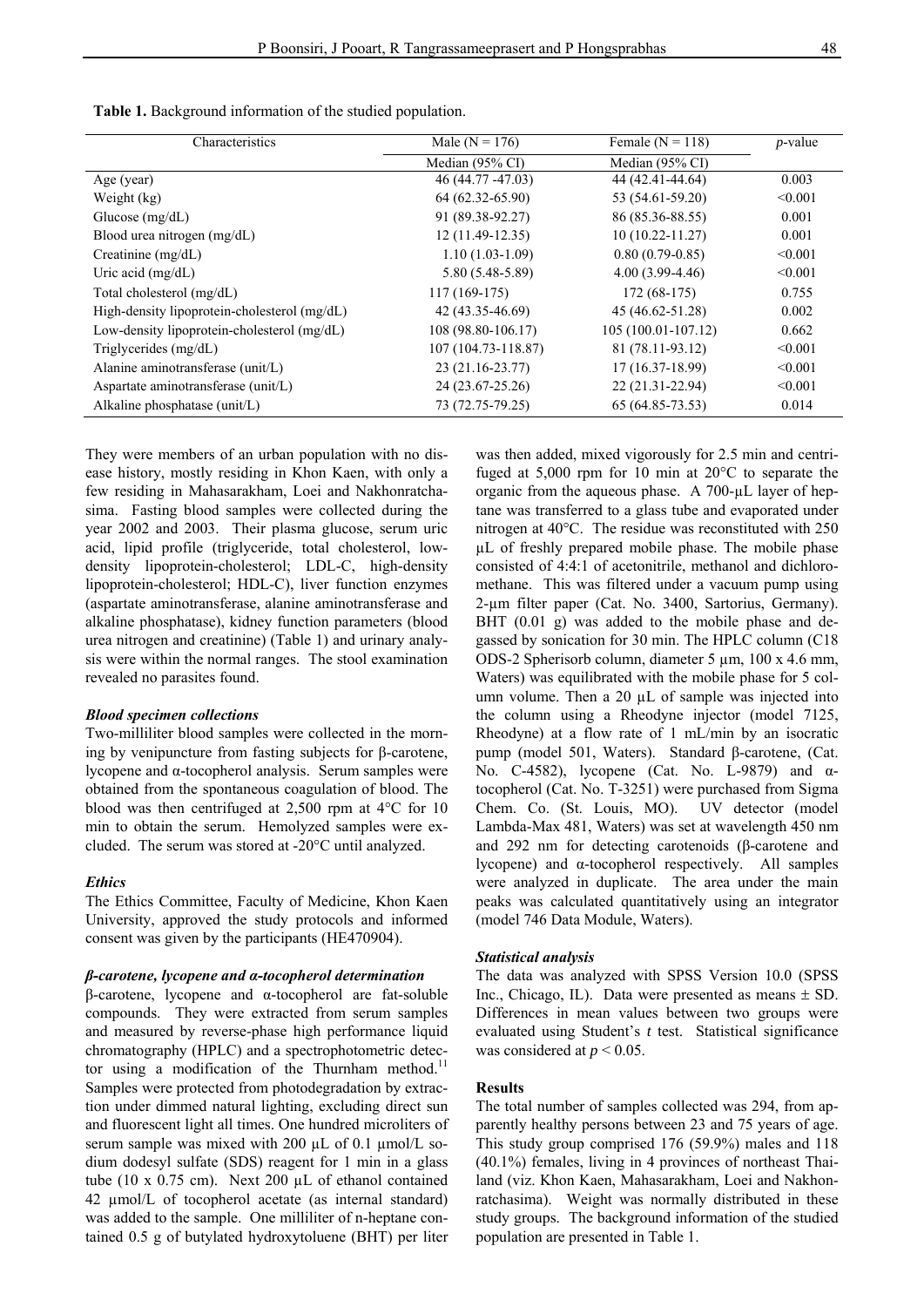**Table 1.** Background information of the studied population.

| Characteristics | Male (N = 176) | Female (N = 118) | *p*-value |
|---|---|---|---|
| | Median (95% CI) | Median (95% CI) | |
| Age (year) | 46 (44.77 -47.03) | 44 (42.41-44.64) | 0.003 |
| Weight (kg) | 64 (62.32-65.90) | 53 (54.61-59.20) | <0.001 |
| Glucose (mg/dL) | 91 (89.38-92.27) | 86 (85.36-88.55) | 0.001 |
| Blood urea nitrogen (mg/dL) | 12 (11.49-12.35) | 10 (10.22-11.27) | 0.001 |
| Creatinine (mg/dL) | 1.10 (1.03-1.09) | 0.80 (0.79-0.85) | <0.001 |
| Uric acid (mg/dL) | 5.80 (5.48-5.89) | 4.00 (3.99-4.46) | <0.001 |
| Total cholesterol (mg/dL) | 117 (169-175) | 172 (68-175) | 0.755 |
| High-density lipoprotein-cholesterol (mg/dL) | 42 (43.35-46.69) | 45 (46.62-51.28) | 0.002 |
| Low-density lipoprotein-cholesterol (mg/dL) | 108 (98.80-106.17) | 105 (100.01-107.12) | 0.662 |
| Triglycerides (mg/dL) | 107 (104.73-118.87) | 81 (78.11-93.12) | <0.001 |
| Alanine aminotransferase (unit/L) | 23 (21.16-23.77) | 17 (16.37-18.99) | <0.001 |
| Aspartate aminotransferase (unit/L) | 24 (23.67-25.26) | 22 (21.31-22.94) | <0.001 |
| Alkaline phosphatase (unit/L) | 73 (72.75-79.25) | 65 (64.85-73.53) | 0.014 |

They were members of an urban population with no disease history, mostly residing in Khon Kaen, with only a few residing in Mahasarakham, Loei and Nakhonratchasima. Fasting blood samples were collected during the year 2002 and 2003. Their plasma glucose, serum uric acid, lipid profile (triglyceride, total cholesterol, low-density lipoprotein-cholesterol; LDL-C, high-density lipoprotein-cholesterol; HDL-C), liver function enzymes (aspartate aminotransferase, alanine aminotransferase and alkaline phosphatase), kidney function parameters (blood urea nitrogen and creatinine) (Table 1) and urinary analysis were within the normal ranges. The stool examination revealed no parasites found.

### *Blood specimen collections*

Two-milliliter blood samples were collected in the morning by venipuncture from fasting subjects for β-carotene, lycopene and α-tocopherol analysis. Serum samples were obtained from the spontaneous coagulation of blood. The blood was then centrifuged at 2,500 rpm at 4°C for 10 min to obtain the serum. Hemolyzed samples were excluded. The serum was stored at -20°C until analyzed.

### *Ethics*

The Ethics Committee, Faculty of Medicine, Khon Kaen University, approved the study protocols and informed consent was given by the participants (HE470904).

### *β-carotene, lycopene and α-tocopherol determination*

β-carotene, lycopene and α-tocopherol are fat-soluble compounds. They were extracted from serum samples and measured by reverse-phase high performance liquid chromatography (HPLC) and a spectrophotometric detector using a modification of the Thurnham method.[11] Samples were protected from photodegradation by extraction under dimmed natural lighting, excluding direct sun and fluorescent light all times. One hundred microliters of serum sample was mixed with 200 µL of 0.1 µmol/L sodium dodesyl sulfate (SDS) reagent for 1 min in a glass tube (10 x 0.75 cm). Next 200 µL of ethanol contained 42 µmol/L of tocopherol acetate (as internal standard) was added to the sample. One milliliter of n-heptane contained 0.5 g of butylated hydroxytoluene (BHT) per liter was then added, mixed vigorously for 2.5 min and centrifuged at 5,000 rpm for 10 min at 20°C to separate the organic from the aqueous phase. A 700-µL layer of heptane was transferred to a glass tube and evaporated under nitrogen at 40°C. The residue was reconstituted with 250 µL of freshly prepared mobile phase. The mobile phase consisted of 4:4:1 of acetonitrile, methanol and dichloromethane. This was filtered under a vacuum pump using 2-µm filter paper (Cat. No. 3400, Sartorius, Germany). BHT (0.01 g) was added to the mobile phase and degassed by sonication for 30 min. The HPLC column (C18 ODS-2 Spherisorb column, diameter 5 µm, 100 x 4.6 mm, Waters) was equilibrated with the mobile phase for 5 column volume. Then a 20 µL of sample was injected into the column using a Rheodyne injector (model 7125, Rheodyne) at a flow rate of 1 mL/min by an isocratic pump (model 501, Waters). Standard β-carotene, (Cat. No. C-4582), lycopene (Cat. No. L-9879) and α-tocopherol (Cat. No. T-3251) were purchased from Sigma Chem. Co. (St. Louis, MO). UV detector (model Lambda-Max 481, Waters) was set at wavelength 450 nm and 292 nm for detecting carotenoids (β-carotene and lycopene) and α-tocopherol respectively. All samples were analyzed in duplicate. The area under the main peaks was calculated quantitatively using an integrator (model 746 Data Module, Waters).

### *Statistical analysis*

The data was analyzed with SPSS Version 10.0 (SPSS Inc., Chicago, IL). Data were presented as means ± SD. Differences in mean values between two groups were evaluated using Student's *t* test. Statistical significance was considered at $p < 0.05$.

## Results

The total number of samples collected was 294, from apparently healthy persons between 23 and 75 years of age. This study group comprised 176 (59.9%) males and 118 (40.1%) females, living in 4 provinces of northeast Thailand (viz. Khon Kaen, Mahasarakham, Loei and Nakhonratchasima). Weight was normally distributed in these study groups. The background information of the studied population are presented in Table 1.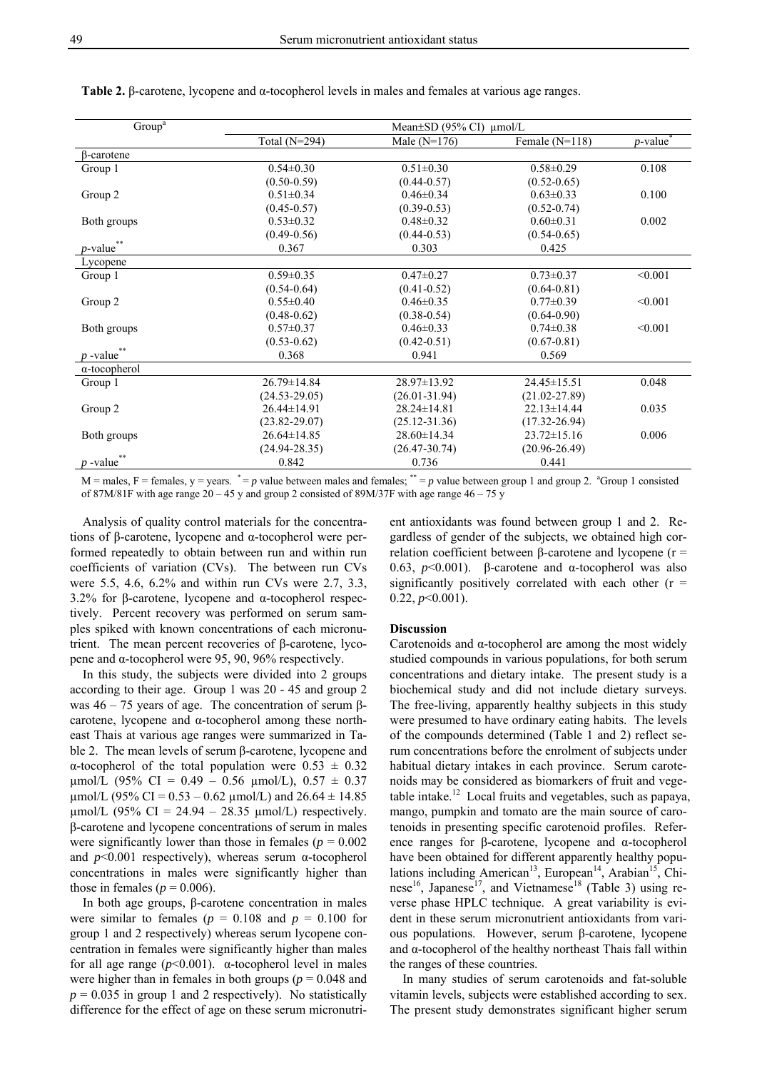**Table 2.** β-carotene, lycopene and α-tocopherol levels in males and females at various age ranges.

| Group[a] | Mean±SD (95% CI) μmol/L | | | |
|---|---|---|---|---|
| | Total (N=294) | Male (N=176) | Female (N=118) | *p*-value[*] |
| β-carotene | | | | |
| Group 1 | 0.54±0.30 (0.50-0.59) | 0.51±0.30 (0.44-0.57) | 0.58±0.29 (0.52-0.65) | 0.108 |
| Group 2 | 0.51±0.34 (0.45-0.57) | 0.46±0.34 (0.39-0.53) | 0.63±0.33 (0.52-0.74) | 0.100 |
| Both groups | 0.53±0.32 (0.49-0.56) | 0.48±0.32 (0.44-0.53) | 0.60±0.31 (0.54-0.65) | 0.002 |
| *p*-value[**] | 0.367 | 0.303 | 0.425 | |
| Lycopene | | | | |
| Group 1 | 0.59±0.35 (0.54-0.64) | 0.47±0.27 (0.41-0.52) | 0.73±0.37 (0.64-0.81) | <0.001 |
| Group 2 | 0.55±0.40 (0.48-0.62) | 0.46±0.35 (0.38-0.54) | 0.77±0.39 (0.64-0.90) | <0.001 |
| Both groups | 0.57±0.37 (0.53-0.62) | 0.46±0.33 (0.42-0.51) | 0.74±0.38 (0.67-0.81) | <0.001 |
| *p* -value[**] | 0.368 | 0.941 | 0.569 | |
| α-tocopherol | | | | |
| Group 1 | 26.79±14.84 (24.53-29.05) | 28.97±13.92 (26.01-31.94) | 24.45±15.51 (21.02-27.89) | 0.048 |
| Group 2 | 26.44±14.91 (23.82-29.07) | 28.24±14.81 (25.12-31.36) | 22.13±14.44 (17.32-26.94) | 0.035 |
| Both groups | 26.64±14.85 (24.94-28.35) | 28.60±14.34 (26.47-30.74) | 23.72±15.16 (20.96-26.49) | 0.006 |
| *p* -value[**] | 0.842 | 0.736 | 0.441 | |

M = males, F = females, y = years. [*] = *p* value between males and females; [**] = *p* value between group 1 and group 2. [a]Group 1 consisted of 87M/81F with age range 20 – 45 y and group 2 consisted of 89M/37F with age range 46 – 75 y

Analysis of quality control materials for the concentrations of β-carotene, lycopene and α-tocopherol were performed repeatedly to obtain between run and within run coefficients of variation (CVs). The between run CVs were 5.5, 4.6, 6.2% and within run CVs were 2.7, 3.3, 3.2% for β-carotene, lycopene and α-tocopherol respectively. Percent recovery was performed on serum samples spiked with known concentrations of each micronutrient. The mean percent recoveries of β-carotene, lycopene and α-tocopherol were 95, 90, 96% respectively.

In this study, the subjects were divided into 2 groups according to their age. Group 1 was 20 - 45 and group 2 was 46 – 75 years of age. The concentration of serum β-carotene, lycopene and α-tocopherol among these northeast Thais at various age ranges were summarized in Table 2. The mean levels of serum β-carotene, lycopene and α-tocopherol of the total population were 0.53 ± 0.32 μmol/L (95% CI = 0.49 – 0.56 μmol/L), 0.57 ± 0.37 μmol/L (95% CI = 0.53 – 0.62 μmol/L) and 26.64 ± 14.85 μmol/L (95% CI = 24.94 – 28.35 μmol/L) respectively. β-carotene and lycopene concentrations of serum in males were significantly lower than those in females ($p = 0.002$ and $p<0.001$ respectively), whereas serum α-tocopherol concentrations in males were significantly higher than those in females ($p = 0.006$).

In both age groups, β-carotene concentration in males were similar to females ($p = 0.108$ and $p = 0.100$ for group 1 and 2 respectively) whereas serum lycopene concentration in females were significantly higher than males for all age range ($p<0.001$). α-tocopherol level in males were higher than in females in both groups ($p = 0.048$ and $p = 0.035$ in group 1 and 2 respectively). No statistically difference for the effect of age on these serum micronutrient antioxidants was found between group 1 and 2. Regardless of gender of the subjects, we obtained high correlation coefficient between β-carotene and lycopene ($r = 0.63$, $p<0.001$). β-carotene and α-tocopherol was also significantly positively correlated with each other ($r = 0.22$, $p<0.001$).

## Discussion

Carotenoids and α-tocopherol are among the most widely studied compounds in various populations, for both serum concentrations and dietary intake. The present study is a biochemical study and did not include dietary surveys. The free-living, apparently healthy subjects in this study were presumed to have ordinary eating habits. The levels of the compounds determined (Table 1 and 2) reflect serum concentrations before the enrolment of subjects under habitual dietary intakes in each province. Serum carotenoids may be considered as biomarkers of fruit and vegetable intake.[12] Local fruits and vegetables, such as papaya, mango, pumpkin and tomato are the main source of carotenoids in presenting specific carotenoid profiles. Reference ranges for β-carotene, lycopene and α-tocopherol have been obtained for different apparently healthy populations including American[13], European[14], Arabian[15], Chinese[16], Japanese[17], and Vietnamese[18] (Table 3) using reverse phase HPLC technique. A great variability is evident in these serum micronutrient antioxidants from various populations. However, serum β-carotene, lycopene and α-tocopherol of the healthy northeast Thais fall within the ranges of these countries.

In many studies of serum carotenoids and fat-soluble vitamin levels, subjects were established according to sex. The present study demonstrates significant higher serum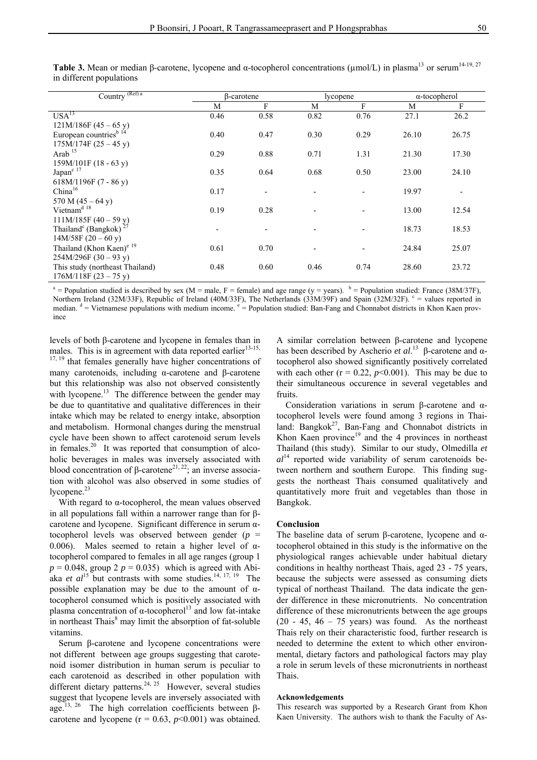**Table 3.** Mean or median β-carotene, lycopene and α-tocopherol concentrations (µmol/L) in plasma[13] or serum[14-19, 27] in different populations

| Country [(Ref) a] | β-carotene | | lycopene | | α-tocopherol | |
|---|---|---|---|---|---|---|
| | M | F | M | F | M | F |
| USA[13] 121M/186F (45 – 65 y) | 0.46 | 0.58 | 0.82 | 0.76 | 27.1 | 26.2 |
| European countries[b 14] 175M/174F (25 – 45 y) | 0.40 | 0.47 | 0.30 | 0.29 | 26.10 | 26.75 |
| Arab [15] 159M/101F (18 - 63 y) | 0.29 | 0.88 | 0.71 | 1.31 | 21.30 | 17.30 |
| Japan[c 17] 618M/1196F (7 - 86 y) | 0.35 | 0.64 | 0.68 | 0.50 | 23.00 | 24.10 |
| China[16] 570 M (45 – 64 y) | 0.17 | - | - | - | 19.97 | - |
| Vietnam[d 18] 111M/185F (40 – 59 y) | 0.19 | 0.28 | - | - | 13.00 | 12.54 |
| Thailand[c] (Bangkok) [27] 14M/58F (20 – 60 y) | - | - | - | - | 18.73 | 18.53 |
| Thailand (Khon Kaen)[e 19] 254M/296F (30 – 93 y) | 0.61 | 0.70 | - | - | 24.84 | 25.07 |
| This study (northeast Thailand) 176M/118F (23 – 75 y) | 0.48 | 0.60 | 0.46 | 0.74 | 28.60 | 23.72 |

[a] = Population studied is described by sex (M = male, F = female) and age range (y = years). [b] = Population studied: France (38M/37F), Northern Ireland (32M/33F), Republic of Ireland (40M/33F), The Netherlands (33M/39F) and Spain (32M/32F). [c] = values reported in median. [d] = Vietnamese populations with medium income. [e] = Population studied: Ban-Fang and Chonnabot districts in Khon Kaen province

levels of both β-carotene and lycopene in females than in males. This is in agreement with data reported earlier[13-15, 17, 19] that females generally have higher concentrations of many carotenoids, including α-carotene and β-carotene but this relationship was also not observed consistently with lycopene.[13] The difference between the gender may be due to quantitative and qualitative differences in their intake which may be related to energy intake, absorption and metabolism. Hormonal changes during the menstrual cycle have been shown to affect carotenoid serum levels in females.[20] It was reported that consumption of alcoholic beverages in males was inversely associated with blood concentration of β-carotene[21, 22]; an inverse association with alcohol was also observed in some studies of lycopene.[23]

With regard to α-tocopherol, the mean values observed in all populations fall within a narrower range than for β-carotene and lycopene. Significant difference in serum α-tocopherol levels was observed between gender ($p$ = 0.006). Males seemed to retain a higher level of α-tocopherol compared to females in all age ranges (group 1 $p$ = 0.048, group 2 $p$ = 0.035) which is agreed with Abiaka *et al*[15] but contrasts with some studies.[14, 17, 19] The possible explanation may be due to the amount of α-tocopherol consumed which is positively associated with plasma concentration of α-tocopherol[13] and low fat-intake in northeast Thais[8] may limit the absorption of fat-soluble vitamins.

Serum β-carotene and lycopene concentrations were not different between age groups suggesting that carotenoid isomer distribution in human serum is peculiar to each carotenoid as described in other population with different dietary patterns.[24, 25] However, several studies suggest that lycopene levels are inversely associated with age.[13, 26] The high correlation coefficients between β-carotene and lycopene (r = 0.63, $p$<0.001) was obtained. A similar correlation between β-carotene and lycopene has been described by Ascherio *et al*.[13] β-carotene and α-tocopherol also showed significantly positively correlated with each other (r = 0.22, $p$<0.001). This may be due to their simultaneous occurence in several vegetables and fruits.

Consideration variations in serum β-carotene and α-tocopherol levels were found among 3 regions in Thailand: Bangkok[27], Ban-Fang and Chonnabot districts in Khon Kaen province[19] and the 4 provinces in northeast Thailand (this study). Similar to our study, Olmedilla *et al*[14] reported wide variability of serum carotenoids between northern and southern Europe. This finding suggests the northeast Thais consumed qualitatively and quantitatively more fruit and vegetables than those in Bangkok.

## Conclusion

The baseline data of serum β-carotene, lycopene and α-tocopherol obtained in this study is the informative on the physiological ranges achievable under habitual dietary conditions in healthy northeast Thais, aged 23 - 75 years, because the subjects were assessed as consuming diets typical of northeast Thailand. The data indicate the gender difference in these micronutrients. No concentration difference of these micronutrients between the age groups (20 - 45, 46 – 75 years) was found. As the northeast Thais rely on their characteristic food, further research is needed to determine the extent to which other environmental, dietary factors and pathological factors may play a role in serum levels of these micronutrients in northeast Thais.

#### Acknowledgements

This research was supported by a Research Grant from Khon Kaen University. The authors wish to thank the Faculty of As-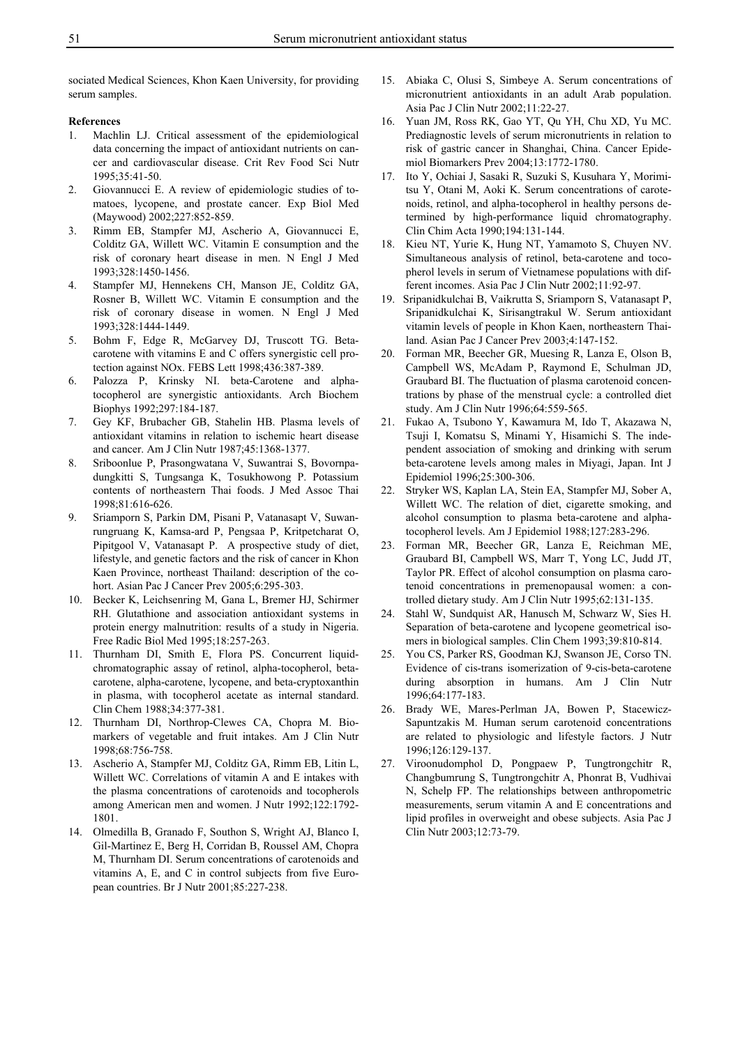sociated Medical Sciences, Khon Kaen University, for providing serum samples.

**References**

1. Machlin LJ. Critical assessment of the epidemiological data concerning the impact of antioxidant nutrients on cancer and cardiovascular disease. Crit Rev Food Sci Nutr 1995;35:41-50.
2. Giovannucci E. A review of epidemiologic studies of tomatoes, lycopene, and prostate cancer. Exp Biol Med (Maywood) 2002;227:852-859.
3. Rimm EB, Stampfer MJ, Ascherio A, Giovannucci E, Colditz GA, Willett WC. Vitamin E consumption and the risk of coronary heart disease in men. N Engl J Med 1993;328:1450-1456.
4. Stampfer MJ, Hennekens CH, Manson JE, Colditz GA, Rosner B, Willett WC. Vitamin E consumption and the risk of coronary disease in women. N Engl J Med 1993;328:1444-1449.
5. Bohm F, Edge R, McGarvey DJ, Truscott TG. Beta-carotene with vitamins E and C offers synergistic cell protection against NOx. FEBS Lett 1998;436:387-389.
6. Palozza P, Krinsky NI. beta-Carotene and alpha-tocopherol are synergistic antioxidants. Arch Biochem Biophys 1992;297:184-187.
7. Gey KF, Brubacher GB, Stahelin HB. Plasma levels of antioxidant vitamins in relation to ischemic heart disease and cancer. Am J Clin Nutr 1987;45:1368-1377.
8. Sriboonlue P, Prasongwatana V, Suwantrai S, Bovornpadungkitti S, Tungsanga K, Tosukhowong P. Potassium contents of northeastern Thai foods. J Med Assoc Thai 1998;81:616-626.
9. Sriamporn S, Parkin DM, Pisani P, Vatanasapt V, Suwanrungruang K, Kamsa-ard P, Pengsaa P, Kritpetcharat O, Pipitgool V, Vatanasapt P. A prospective study of diet, lifestyle, and genetic factors and the risk of cancer in Khon Kaen Province, northeast Thailand: description of the cohort. Asian Pac J Cancer Prev 2005;6:295-303.
10. Becker K, Leichsenring M, Gana L, Bremer HJ, Schirmer RH. Glutathione and association antioxidant systems in protein energy malnutrition: results of a study in Nigeria. Free Radic Biol Med 1995;18:257-263.
11. Thurnham DI, Smith E, Flora PS. Concurrent liquid-chromatographic assay of retinol, alpha-tocopherol, beta-carotene, alpha-carotene, lycopene, and beta-cryptoxanthin in plasma, with tocopherol acetate as internal standard. Clin Chem 1988;34:377-381.
12. Thurnham DI, Northrop-Clewes CA, Chopra M. Biomarkers of vegetable and fruit intakes. Am J Clin Nutr 1998;68:756-758.
13. Ascherio A, Stampfer MJ, Colditz GA, Rimm EB, Litin L, Willett WC. Correlations of vitamin A and E intakes with the plasma concentrations of carotenoids and tocopherols among American men and women. J Nutr 1992;122:1792-1801.
14. Olmedilla B, Granado F, Southon S, Wright AJ, Blanco I, Gil-Martinez E, Berg H, Corridan B, Roussel AM, Chopra M, Thurnham DI. Serum concentrations of carotenoids and vitamins A, E, and C in control subjects from five European countries. Br J Nutr 2001;85:227-238.
15. Abiaka C, Olusi S, Simbeye A. Serum concentrations of micronutrient antioxidants in an adult Arab population. Asia Pac J Clin Nutr 2002;11:22-27.
16. Yuan JM, Ross RK, Gao YT, Qu YH, Chu XD, Yu MC. Prediagnostic levels of serum micronutrients in relation to risk of gastric cancer in Shanghai, China. Cancer Epidemiol Biomarkers Prev 2004;13:1772-1780.
17. Ito Y, Ochiai J, Sasaki R, Suzuki S, Kusuhara Y, Morimitsu Y, Otani M, Aoki K. Serum concentrations of carotenoids, retinol, and alpha-tocopherol in healthy persons determined by high-performance liquid chromatography. Clin Chim Acta 1990;194:131-144.
18. Kieu NT, Yurie K, Hung NT, Yamamoto S, Chuyen NV. Simultaneous analysis of retinol, beta-carotene and tocopherol levels in serum of Vietnamese populations with different incomes. Asia Pac J Clin Nutr 2002;11:92-97.
19. Sripanidkulchai B, Vaikrutta S, Sriamporn S, Vatanasapt P, Sripanidkulchai K, Sirisangtrakul W. Serum antioxidant vitamin levels of people in Khon Kaen, northeastern Thailand. Asian Pac J Cancer Prev 2003;4:147-152.
20. Forman MR, Beecher GR, Muesing R, Lanza E, Olson B, Campbell WS, McAdam P, Raymond E, Schulman JD, Graubard BI. The fluctuation of plasma carotenoid concentrations by phase of the menstrual cycle: a controlled diet study. Am J Clin Nutr 1996;64:559-565.
21. Fukao A, Tsubono Y, Kawamura M, Ido T, Akazawa N, Tsuji I, Komatsu S, Minami Y, Hisamichi S. The independent association of smoking and drinking with serum beta-carotene levels among males in Miyagi, Japan. Int J Epidemiol 1996;25:300-306.
22. Stryker WS, Kaplan LA, Stein EA, Stampfer MJ, Sober A, Willett WC. The relation of diet, cigarette smoking, and alcohol consumption to plasma beta-carotene and alpha-tocopherol levels. Am J Epidemiol 1988;127:283-296.
23. Forman MR, Beecher GR, Lanza E, Reichman ME, Graubard BI, Campbell WS, Marr T, Yong LC, Judd JT, Taylor PR. Effect of alcohol consumption on plasma carotenoid concentrations in premenopausal women: a controlled dietary study. Am J Clin Nutr 1995;62:131-135.
24. Stahl W, Sundquist AR, Hanusch M, Schwarz W, Sies H. Separation of beta-carotene and lycopene geometrical isomers in biological samples. Clin Chem 1993;39:810-814.
25. You CS, Parker RS, Goodman KJ, Swanson JE, Corso TN. Evidence of cis-trans isomerization of 9-cis-beta-carotene during absorption in humans. Am J Clin Nutr 1996;64:177-183.
26. Brady WE, Mares-Perlman JA, Bowen P, Stacewicz-Sapuntzakis M. Human serum carotenoid concentrations are related to physiologic and lifestyle factors. J Nutr 1996;126:129-137.
27. Viroonudomphol D, Pongpaew P, Tungtrongchitr R, Changbumrung S, Tungtrongchitr A, Phonrat B, Vudhivai N, Schelp FP. The relationships between anthropometric measurements, serum vitamin A and E concentrations and lipid profiles in overweight and obese subjects. Asia Pac J Clin Nutr 2003;12:73-79.